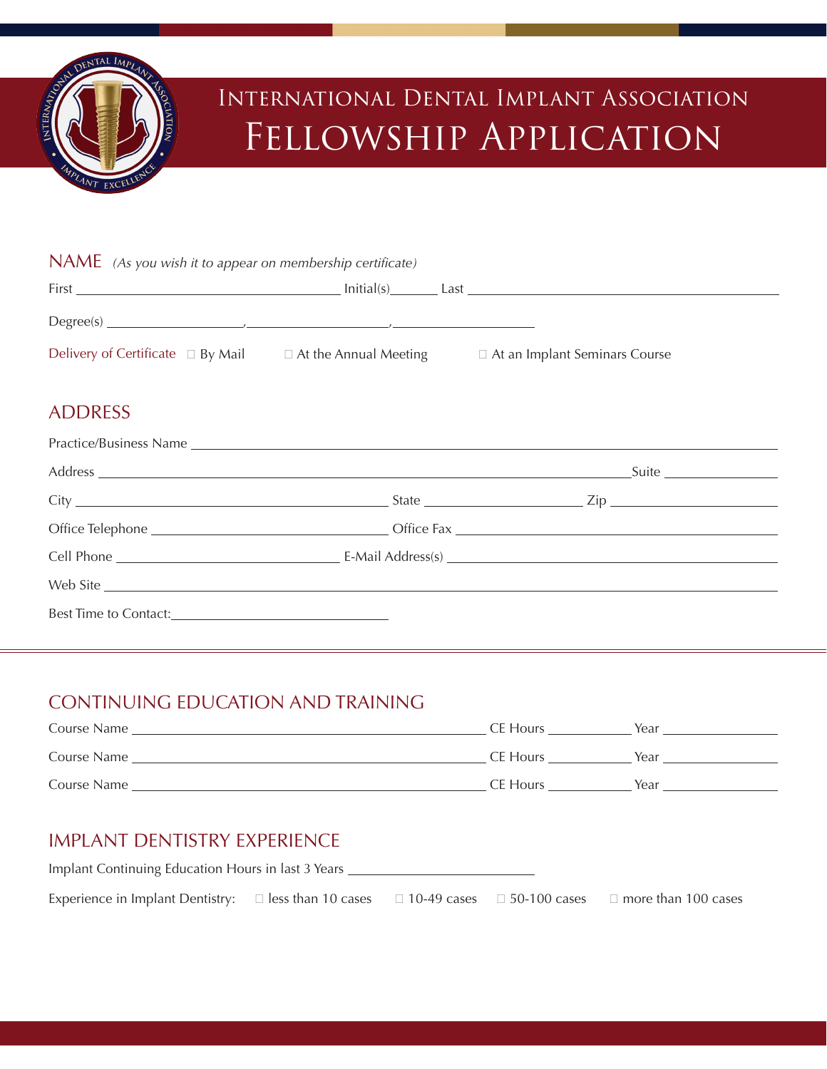# International Dental Implant Association
# Fellowship Application

## NAME *(As you wish it to appear on membership certificate)*

First \_\_\_\_\_\_\_\_\_\_\_\_\_\_\_\_\_\_\_\_\_\_\_\_\_\_\_\_\_\_ Initial(s)\_\_\_\_\_\_\_ Last \_\_\_\_\_\_\_\_\_\_\_\_\_\_\_\_\_\_\_\_\_\_\_\_\_\_\_\_\_\_\_\_\_\_\_\_

Degree(s) \_\_\_\_\_\_\_\_\_\_\_\_\_\_\_\_, \_\_\_\_\_\_\_\_\_\_\_\_\_\_\_\_, \_\_\_\_\_\_\_\_\_\_\_\_\_\_\_\_

Delivery of Certificate ☐ By Mail ☐ At the Annual Meeting ☐ At an Implant Seminars Course

## ADDRESS

Practice/Business Name \_\_\_\_\_\_\_\_\_\_\_\_\_\_\_\_\_\_\_\_\_\_\_\_\_\_\_\_\_\_\_\_\_\_\_\_\_\_\_\_\_\_\_\_\_\_\_\_\_\_\_\_\_\_\_\_\_\_\_\_

Address \_\_\_\_\_\_\_\_\_\_\_\_\_\_\_\_\_\_\_\_\_\_\_\_\_\_\_\_\_\_\_\_\_\_\_\_\_\_\_\_\_\_\_\_\_\_\_\_\_\_\_\_\_\_\_\_\_\_Suite \_\_\_\_\_\_\_\_\_\_\_\_\_\_

City \_\_\_\_\_\_\_\_\_\_\_\_\_\_\_\_\_\_\_\_\_\_\_\_\_\_\_\_\_\_\_\_\_\_\_\_ State \_\_\_\_\_\_\_\_\_\_\_\_\_\_\_\_\_\_ Zip \_\_\_\_\_\_\_\_\_\_\_\_\_\_\_\_\_\_\_\_

Office Telephone \_\_\_\_\_\_\_\_\_\_\_\_\_\_\_\_\_\_\_\_\_\_\_\_\_\_\_ Office Fax \_\_\_\_\_\_\_\_\_\_\_\_\_\_\_\_\_\_\_\_\_\_\_\_\_\_\_\_\_\_\_\_\_\_\_\_\_

Cell Phone \_\_\_\_\_\_\_\_\_\_\_\_\_\_\_\_\_\_\_\_\_\_\_\_\_\_ E-Mail Address(s) \_\_\_\_\_\_\_\_\_\_\_\_\_\_\_\_\_\_\_\_\_\_\_\_\_\_\_\_\_\_\_\_\_\_\_\_\_

Web Site \_\_\_\_\_\_\_\_\_\_\_\_\_\_\_\_\_\_\_\_\_\_\_\_\_\_\_\_\_\_\_\_\_\_\_\_\_\_\_\_\_\_\_\_\_\_\_\_\_\_\_\_\_\_\_\_\_\_\_\_\_\_\_\_\_\_\_\_\_\_\_\_

Best Time to Contact:\_\_\_\_\_\_\_\_\_\_\_\_\_\_\_\_\_\_\_\_\_\_\_\_\_

## CONTINUING EDUCATION AND TRAINING

Course Name \_\_\_\_\_\_\_\_\_\_\_\_\_\_\_\_\_\_\_\_\_\_\_\_\_\_\_\_\_\_\_\_\_\_\_\_\_\_\_\_ CE Hours \_\_\_\_\_\_\_\_\_ Year \_\_\_\_\_\_\_\_\_\_\_\_\_

Course Name \_\_\_\_\_\_\_\_\_\_\_\_\_\_\_\_\_\_\_\_\_\_\_\_\_\_\_\_\_\_\_\_\_\_\_\_\_\_\_\_ CE Hours \_\_\_\_\_\_\_\_\_ Year \_\_\_\_\_\_\_\_\_\_\_\_\_

Course Name \_\_\_\_\_\_\_\_\_\_\_\_\_\_\_\_\_\_\_\_\_\_\_\_\_\_\_\_\_\_\_\_\_\_\_\_\_\_\_\_ CE Hours \_\_\_\_\_\_\_\_\_ Year \_\_\_\_\_\_\_\_\_\_\_\_\_

## IMPLANT DENTISTRY EXPERIENCE

Implant Continuing Education Hours in last 3 Years \_\_\_\_\_\_\_\_\_\_\_\_\_\_\_\_\_\_\_\_\_

Experience in Implant Dentistry: ☐ less than 10 cases ☐ 10-49 cases ☐ 50-100 cases ☐ more than 100 cases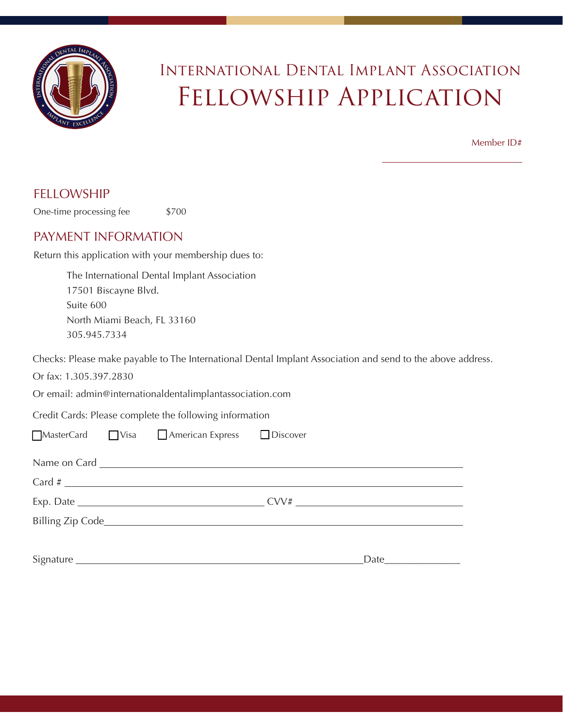# International Dental Implant Association
# Fellowship Application

Member ID# ______________________

## FELLOWSHIP

One-time processing fee $700

## PAYMENT INFORMATION

Return this application with your membership dues to:

The International Dental Implant Association
17501 Biscayne Blvd.
Suite 600
North Miami Beach, FL 33160
305.945.7334

Checks: Please make payable to The International Dental Implant Association and send to the above address.

Or fax: 1.305.397.2830

Or email: admin@internationaldentalimplantassociation.com

Credit Cards: Please complete the following information

☐ MasterCard ☐ Visa ☐ American Express ☐ Discover

Name on Card ______________________________________________

Card # ______________________________________________

Exp. Date ______________________ CVV# ______________________

Billing Zip Code ______________________________________________

Signature ______________________________________ Date______________